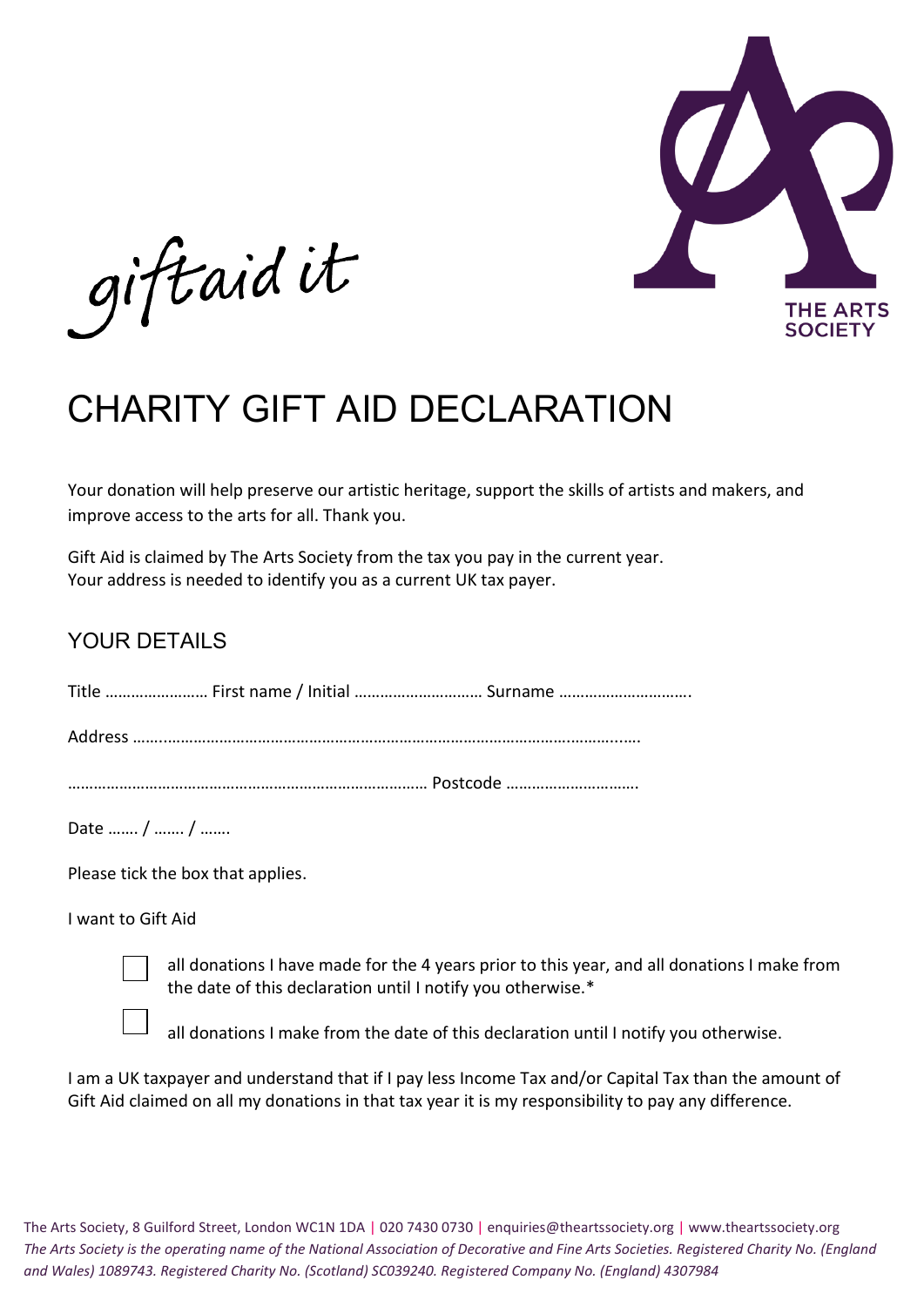giftaid it

THE ARTS SOCIETY

# CHARITY GIFT AID DECLARATION

Your donation will help preserve our artistic heritage, support the skills of artists and makers, and improve access to the arts for all. Thank you.

Gift Aid is claimed by The Arts Society from the tax you pay in the current year.
Your address is needed to identify you as a current UK tax payer.

## YOUR DETAILS

Title …………………… First name / Initial ……………………….. Surname ………………………….

Address ……………………………………………………………………………………………………

…………………………………………………………………………… Postcode …………………………

Date ……. / ……. / …….

Please tick the box that applies.

I want to Gift Aid

- ☐ all donations I have made for the 4 years prior to this year, and all donations I make from the date of this declaration until I notify you otherwise.*
- ☐ all donations I make from the date of this declaration until I notify you otherwise.

I am a UK taxpayer and understand that if I pay less Income Tax and/or Capital Tax than the amount of Gift Aid claimed on all my donations in that tax year it is my responsibility to pay any difference.

The Arts Society, 8 Guilford Street, London WC1N 1DA | 020 7430 0730 | enquiries@theartssociety.org | www.theartssociety.org
*The Arts Society is the operating name of the National Association of Decorative and Fine Arts Societies. Registered Charity No. (England and Wales) 1089743. Registered Charity No. (Scotland) SC039240. Registered Company No. (England) 4307984*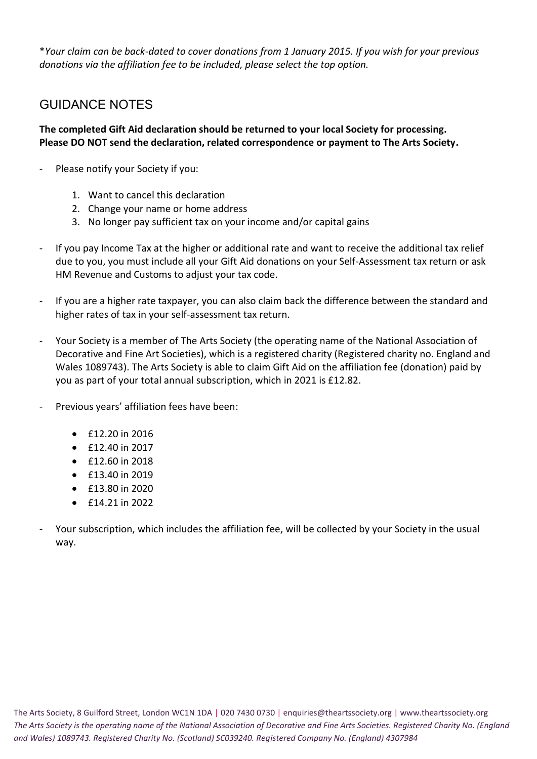**Your claim can be back-dated to cover donations from 1 January 2015. If you wish for your previous donations via the affiliation fee to be included, please select the top option.*

## GUIDANCE NOTES

**The completed Gift Aid declaration should be returned to your local Society for processing.**
**Please DO NOT send the declaration, related correspondence or payment to The Arts Society.**

- Please notify your Society if you:

    1. Want to cancel this declaration
    2. Change your name or home address
    3. No longer pay sufficient tax on your income and/or capital gains

- If you pay Income Tax at the higher or additional rate and want to receive the additional tax relief due to you, you must include all your Gift Aid donations on your Self-Assessment tax return or ask HM Revenue and Customs to adjust your tax code.

- If you are a higher rate taxpayer, you can also claim back the difference between the standard and higher rates of tax in your self-assessment tax return.

- Your Society is a member of The Arts Society (the operating name of the National Association of Decorative and Fine Art Societies), which is a registered charity (Registered charity no. England and Wales 1089743). The Arts Society is able to claim Gift Aid on the affiliation fee (donation) paid by you as part of your total annual subscription, which in 2021 is £12.82.

- Previous years' affiliation fees have been:

    - £12.20 in 2016
    - £12.40 in 2017
    - £12.60 in 2018
    - £13.40 in 2019
    - £13.80 in 2020
    - £14.21 in 2022

- Your subscription, which includes the affiliation fee, will be collected by your Society in the usual way.

The Arts Society, 8 Guilford Street, London WC1N 1DA | 020 7430 0730 | enquiries@theartssociety.org | www.theartssociety.org
*The Arts Society is the operating name of the National Association of Decorative and Fine Arts Societies. Registered Charity No. (England and Wales) 1089743. Registered Charity No. (Scotland) SC039240. Registered Company No. (England) 4307984*